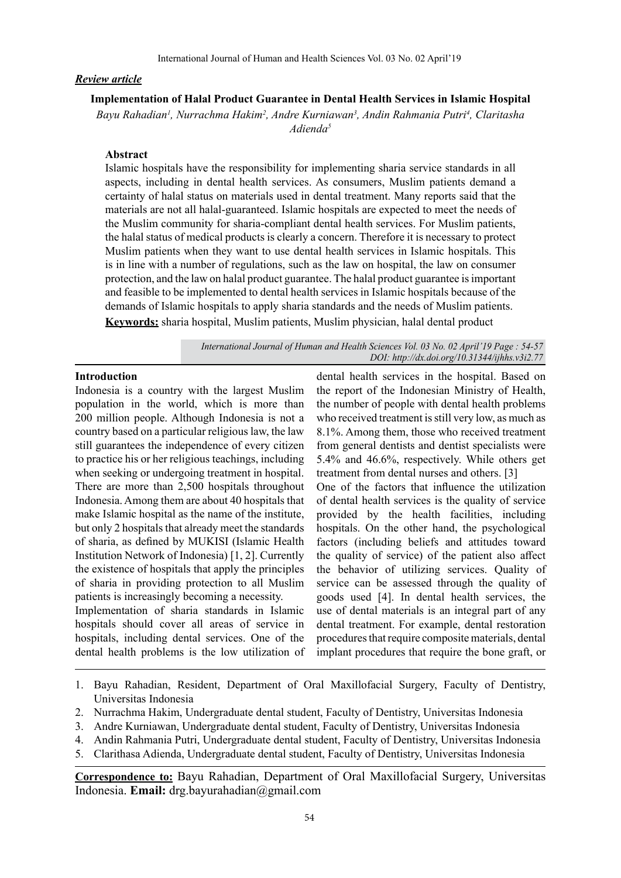*Review article*

# Implementation of Halal Product Guarantee in Dental Health Services in Islamic Hospital

*Bayu Rahadian[1], Nurrachma Hakim[2], Andre Kurniawan[3], Andin Rahmania Putri[4], Claritasha Adienda[5]*

## Abstract

Islamic hospitals have the responsibility for implementing sharia service standards in all aspects, including in dental health services. As consumers, Muslim patients demand a certainty of halal status on materials used in dental treatment. Many reports said that the materials are not all halal-guaranteed. Islamic hospitals are expected to meet the needs of the Muslim community for sharia-compliant dental health services. For Muslim patients, the halal status of medical products is clearly a concern. Therefore it is necessary to protect Muslim patients when they want to use dental health services in Islamic hospitals. This is in line with a number of regulations, such as the law on hospital, the law on consumer protection, and the law on halal product guarantee. The halal product guarantee is important and feasible to be implemented to dental health services in Islamic hospitals because of the demands of Islamic hospitals to apply sharia standards and the needs of Muslim patients.

**Keywords:** sharia hospital, Muslim patients, Muslim physician, halal dental product

*International Journal of Human and Health Sciences Vol. 03 No. 02 April'19 Page : 54-57*
*DOI: http://dx.doi.org/10.31344/ijhhs.v3i2.77*

## Introduction

Indonesia is a country with the largest Muslim population in the world, which is more than 200 million people. Although Indonesia is not a country based on a particular religious law, the law still guarantees the independence of every citizen to practice his or her religious teachings, including when seeking or undergoing treatment in hospital. There are more than 2,500 hospitals throughout Indonesia. Among them are about 40 hospitals that make Islamic hospital as the name of the institute, but only 2 hospitals that already meet the standards of sharia, as defined by MUKISI (Islamic Health Institution Network of Indonesia) [1, 2]. Currently the existence of hospitals that apply the principles of sharia in providing protection to all Muslim patients is increasingly becoming a necessity.

Implementation of sharia standards in Islamic hospitals should cover all areas of service in hospitals, including dental services. One of the dental health problems is the low utilization of dental health services in the hospital. Based on the report of the Indonesian Ministry of Health, the number of people with dental health problems who received treatment is still very low, as much as 8.1%. Among them, those who received treatment from general dentists and dentist specialists were 5.4% and 46.6%, respectively. While others get treatment from dental nurses and others. [3]

One of the factors that influence the utilization of dental health services is the quality of service provided by the health facilities, including hospitals. On the other hand, the psychological factors (including beliefs and attitudes toward the quality of service) of the patient also affect the behavior of utilizing services. Quality of service can be assessed through the quality of goods used [4]. In dental health services, the use of dental materials is an integral part of any dental treatment. For example, dental restoration procedures that require composite materials, dental implant procedures that require the bone graft, or

---

1. Bayu Rahadian, Resident, Department of Oral Maxillofacial Surgery, Faculty of Dentistry, Universitas Indonesia
2. Nurrachma Hakim, Undergraduate dental student, Faculty of Dentistry, Universitas Indonesia
3. Andre Kurniawan, Undergraduate dental student, Faculty of Dentistry, Universitas Indonesia
4. Andin Rahmania Putri, Undergraduate dental student, Faculty of Dentistry, Universitas Indonesia
5. Clarithasa Adienda, Undergraduate dental student, Faculty of Dentistry, Universitas Indonesia

**Correspondence to:** Bayu Rahadian, Department of Oral Maxillofacial Surgery, Universitas Indonesia. **Email:** drg.bayurahadian@gmail.com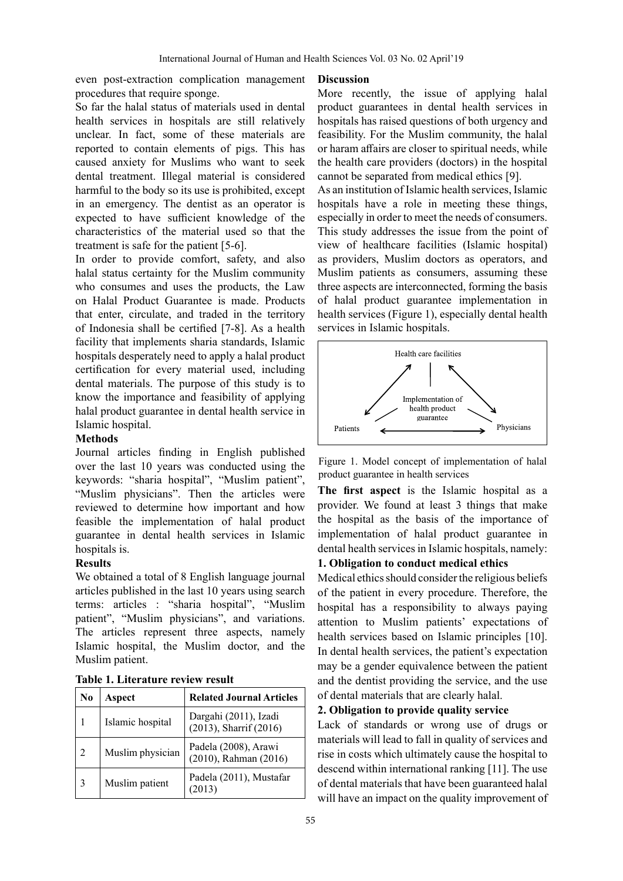even post-extraction complication management procedures that require sponge.

So far the halal status of materials used in dental health services in hospitals are still relatively unclear. In fact, some of these materials are reported to contain elements of pigs. This has caused anxiety for Muslims who want to seek dental treatment. Illegal material is considered harmful to the body so its use is prohibited, except in an emergency. The dentist as an operator is expected to have sufficient knowledge of the characteristics of the material used so that the treatment is safe for the patient [5-6].

In order to provide comfort, safety, and also halal status certainty for the Muslim community who consumes and uses the products, the Law on Halal Product Guarantee is made. Products that enter, circulate, and traded in the territory of Indonesia shall be certified [7-8]. As a health facility that implements sharia standards, Islamic hospitals desperately need to apply a halal product certification for every material used, including dental materials. The purpose of this study is to know the importance and feasibility of applying halal product guarantee in dental health service in Islamic hospital.

## Methods

Journal articles finding in English published over the last 10 years was conducted using the keywords: "sharia hospital", "Muslim patient", "Muslim physicians". Then the articles were reviewed to determine how important and how feasible the implementation of halal product guarantee in dental health services in Islamic hospitals is.

## Results

We obtained a total of 8 English language journal articles published in the last 10 years using search terms: articles : "sharia hospital", "Muslim patient", "Muslim physicians", and variations. The articles represent three aspects, namely Islamic hospital, the Muslim doctor, and the Muslim patient.

**Table 1. Literature review result**

| No | Aspect | Related Journal Articles |
|---|---|---|
| 1 | Islamic hospital | Dargahi (2011), Izadi (2013), Sharrif (2016) |
| 2 | Muslim physician | Padela (2008), Arawi (2010), Rahman (2016) |
| 3 | Muslim patient | Padela (2011), Mustafar (2013) |

## Discussion

More recently, the issue of applying halal product guarantees in dental health services in hospitals has raised questions of both urgency and feasibility. For the Muslim community, the halal or haram affairs are closer to spiritual needs, while the health care providers (doctors) in the hospital cannot be separated from medical ethics [9].

As an institution of Islamic health services, Islamic hospitals have a role in meeting these things, especially in order to meet the needs of consumers. This study addresses the issue from the point of view of healthcare facilities (Islamic hospital) as providers, Muslim doctors as operators, and Muslim patients as consumers, assuming these three aspects are interconnected, forming the basis of halal product guarantee implementation in health services (Figure 1), especially dental health services in Islamic hospitals.

Health care facilities

Implementation of health product guarantee

Patients

Physicians

Figure 1. Model concept of implementation of halal product guarantee in health services

**The first aspect** is the Islamic hospital as a provider. We found at least 3 things that make the hospital as the basis of the importance of implementation of halal product guarantee in dental health services in Islamic hospitals, namely:

### 1. Obligation to conduct medical ethics

Medical ethics should consider the religious beliefs of the patient in every procedure. Therefore, the hospital has a responsibility to always paying attention to Muslim patients' expectations of health services based on Islamic principles [10]. In dental health services, the patient's expectation may be a gender equivalence between the patient and the dentist providing the service, and the use of dental materials that are clearly halal.

### 2. Obligation to provide quality service

Lack of standards or wrong use of drugs or materials will lead to fall in quality of services and rise in costs which ultimately cause the hospital to descend within international ranking [11]. The use of dental materials that have been guaranteed halal will have an impact on the quality improvement of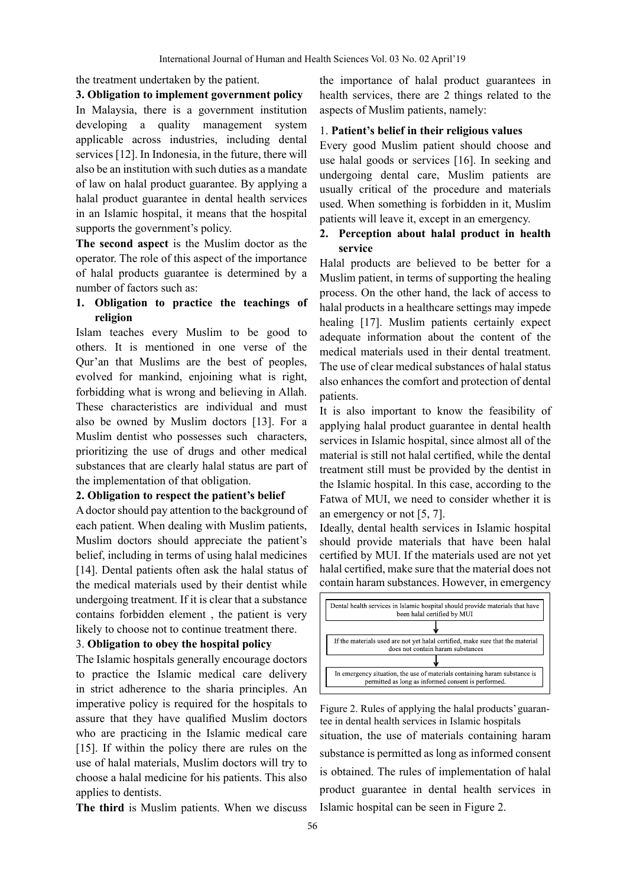the treatment undertaken by the patient.

**3. Obligation to implement government policy**

In Malaysia, there is a government institution developing a quality management system applicable across industries, including dental services [12]. In Indonesia, in the future, there will also be an institution with such duties as a mandate of law on halal product guarantee. By applying a halal product guarantee in dental health services in an Islamic hospital, it means that the hospital supports the government's policy.

**The second aspect** is the Muslim doctor as the operator. The role of this aspect of the importance of halal products guarantee is determined by a number of factors such as:

**1. Obligation to practice the teachings of religion**

Islam teaches every Muslim to be good to others. It is mentioned in one verse of the Qur'an that Muslims are the best of peoples, evolved for mankind, enjoining what is right, forbidding what is wrong and believing in Allah. These characteristics are individual and must also be owned by Muslim doctors [13]. For a Muslim dentist who possesses such characters, prioritizing the use of drugs and other medical substances that are clearly halal status are part of the implementation of that obligation.

**2. Obligation to respect the patient's belief**

A doctor should pay attention to the background of each patient. When dealing with Muslim patients, Muslim doctors should appreciate the patient's belief, including in terms of using halal medicines [14]. Dental patients often ask the halal status of the medical materials used by their dentist while undergoing treatment. If it is clear that a substance contains forbidden element , the patient is very likely to choose not to continue treatment there.

3. **Obligation to obey the hospital policy**

The Islamic hospitals generally encourage doctors to practice the Islamic medical care delivery in strict adherence to the sharia principles. An imperative policy is required for the hospitals to assure that they have qualified Muslim doctors who are practicing in the Islamic medical care [15]. If within the policy there are rules on the use of halal materials, Muslim doctors will try to choose a halal medicine for his patients. This also applies to dentists.

**The third** is Muslim patients. When we discuss the importance of halal product guarantees in health services, there are 2 things related to the aspects of Muslim patients, namely:

1. **Patient's belief in their religious values**

Every good Muslim patient should choose and use halal goods or services [16]. In seeking and undergoing dental care, Muslim patients are usually critical of the procedure and materials used. When something is forbidden in it, Muslim patients will leave it, except in an emergency.

**2. Perception about halal product in health service**

Halal products are believed to be better for a Muslim patient, in terms of supporting the healing process. On the other hand, the lack of access to halal products in a healthcare settings may impede healing [17]. Muslim patients certainly expect adequate information about the content of the medical materials used in their dental treatment. The use of clear medical substances of halal status also enhances the comfort and protection of dental patients.

It is also important to know the feasibility of applying halal product guarantee in dental health services in Islamic hospital, since almost all of the material is still not halal certified, while the dental treatment still must be provided by the dentist in the Islamic hospital. In this case, according to the Fatwa of MUI, we need to consider whether it is an emergency or not [5, 7].

Ideally, dental health services in Islamic hospital should provide materials that have been halal certified by MUI. If the materials used are not yet halal certified, make sure that the material does not contain haram substances. However, in emergency situation, the use of materials containing haram substance is permitted as long as informed consent is obtained. The rules of implementation of halal product guarantee in dental health services in Islamic hospital can be seen in Figure 2.

Dental health services in Islamic hospital should provide materials that have been halal certified by MUI

↓

If the materials used are not yet halal certified, make sure that the material does not contain haram substances

↓

In emergency situation, the use of materials containing haram substance is permitted as long as informed consent is performed.

Figure 2. Rules of applying the halal products' guarantee in dental health services in Islamic hospitals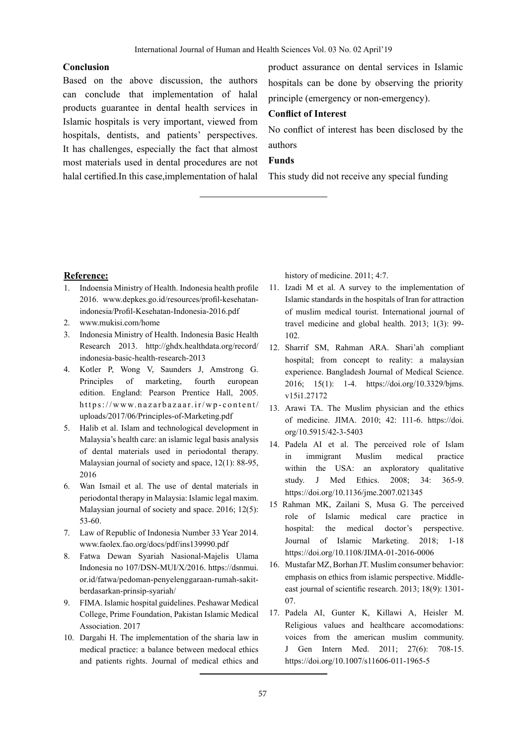## Conclusion

Based on the above discussion, the authors can conclude that implementation of halal products guarantee in dental health services in Islamic hospitals is very important, viewed from hospitals, dentists, and patients' perspectives. It has challenges, especially the fact that almost most materials used in dental procedures are not halal certified.In this case,implementation of halal product assurance on dental services in Islamic hospitals can be done by observing the priority principle (emergency or non-emergency).

## Conflict of Interest

No conflict of interest has been disclosed by the authors

## Funds

This study did not receive any special funding

## Reference:

1. Indoensia Ministry of Health. Indonesia health profile 2016. www.depkes.go.id/resources/profil-kesehatan-indonesia/Profil-Kesehatan-Indonesia-2016.pdf
2. www.mukisi.com/home
3. Indonesia Ministry of Health. Indonesia Basic Health Research 2013. http://ghdx.healthdata.org/record/indonesia-basic-health-research-2013
4. Kotler P, Wong V, Saunders J, Amstrong G. Principles of marketing, fourth european edition. England: Pearson Prentice Hall, 2005. https://www.nazarbazaar.ir/wp-content/uploads/2017/06/Principles-of-Marketing.pdf
5. Halib et al. Islam and technological development in Malaysia's health care: an islamic legal basis analysis of dental materials used in periodontal therapy. Malaysian journal of society and space, 12(1): 88-95, 2016
6. Wan Ismail et al. The use of dental materials in periodontal therapy in Malaysia: Islamic legal maxim. Malaysian journal of society and space. 2016; 12(5): 53-60.
7. Law of Republic of Indonesia Number 33 Year 2014. www.faolex.fao.org/docs/pdf/ins139990.pdf
8. Fatwa Dewan Syariah Nasional-Majelis Ulama Indonesia no 107/DSN-MUI/X/2016. https://dsnmui.or.id/fatwa/pedoman-penyelenggaraan-rumah-sakit-berdasarkan-prinsip-syariah/
9. FIMA. Islamic hospital guidelines. Peshawar Medical College, Prime Foundation, Pakistan Islamic Medical Association. 2017
10. Dargahi H. The implementation of the sharia law in medical practice: a balance between medocal ethics and patients rights. Journal of medical ethics and history of medicine. 2011; 4:7.
11. Izadi M et al. A survey to the implementation of Islamic standards in the hospitals of Iran for attraction of muslim medical tourist. International journal of travel medicine and global health. 2013; 1(3): 99-102.
12. Sharrif SM, Rahman ARA. Shari'ah compliant hospital; from concept to reality: a malaysian experience. Bangladesh Journal of Medical Science. 2016; 15(1): 1-4. https://doi.org/10.3329/bjms.v15i1.27172
13. Arawi TA. The Muslim physician and the ethics of medicine. JIMA. 2010; 42: 111-6. https://doi.org/10.5915/42-3-5403
14. Padela AI et al. The perceived role of Islam in immigrant Muslim medical practice within the USA: an axploratory qualitative study. J Med Ethics. 2008; 34: 365-9. https://doi.org/10.1136/jme.2007.021345
15. Rahman MK, Zailani S, Musa G. The perceived role of Islamic medical care practice in hospital: the medical doctor's perspective. Journal of Islamic Marketing. 2018; 1-18 https://doi.org/10.1108/JIMA-01-2016-0006
16. Mustafar MZ, Borhan JT. Muslim consumer behavior: emphasis on ethics from islamic perspective. Middle-east journal of scientific research. 2013; 18(9): 1301-07.
17. Padela AI, Gunter K, Killawi A, Heisler M. Religious values and healthcare accomodations: voices from the american muslim community. J Gen Intern Med. 2011; 27(6): 708-15. https://doi.org/10.1007/s11606-011-1965-5